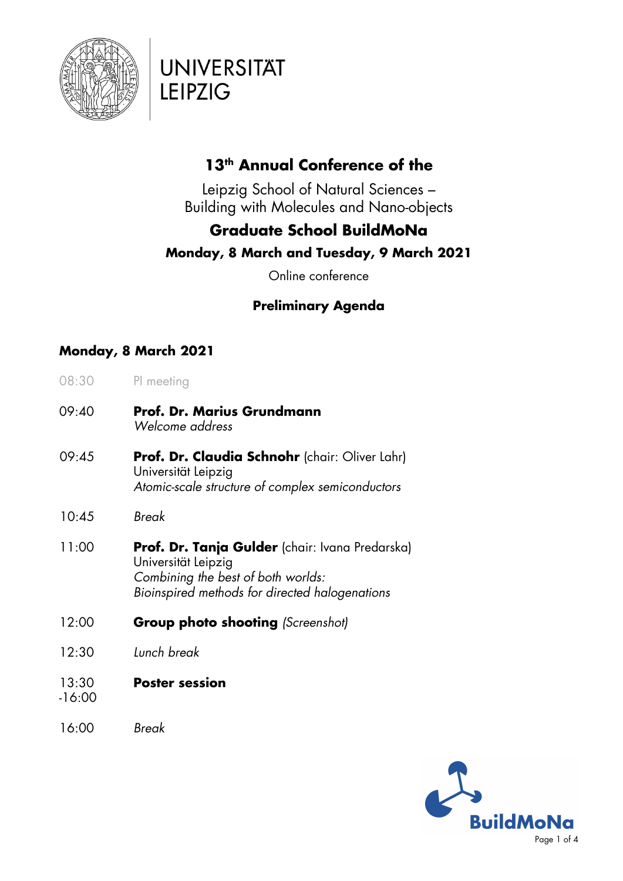UNIVERSITÄT LEIPZIG

# 13th Annual Conference of the

Leipzig School of Natural Sciences –
Building with Molecules and Nano-objects

## Graduate School BuildMoNa

### Monday, 8 March and Tuesday, 9 March 2021

Online conference

### Preliminary Agenda

### Monday, 8 March 2021

08:30 PI meeting

09:40 **Prof. Dr. Marius Grundmann**
*Welcome address*

09:45 **Prof. Dr. Claudia Schnohr** (chair: Oliver Lahr)
Universität Leipzig
*Atomic-scale structure of complex semiconductors*

10:45 *Break*

11:00 **Prof. Dr. Tanja Gulder** (chair: Ivana Predarska)
Universität Leipzig
*Combining the best of both worlds:*
*Bioinspired methods for directed halogenations*

12:00 **Group photo shooting** *(Screenshot)*

12:30 *Lunch break*

13:30 -16:00 **Poster session**

16:00 *Break*

BuildMoNa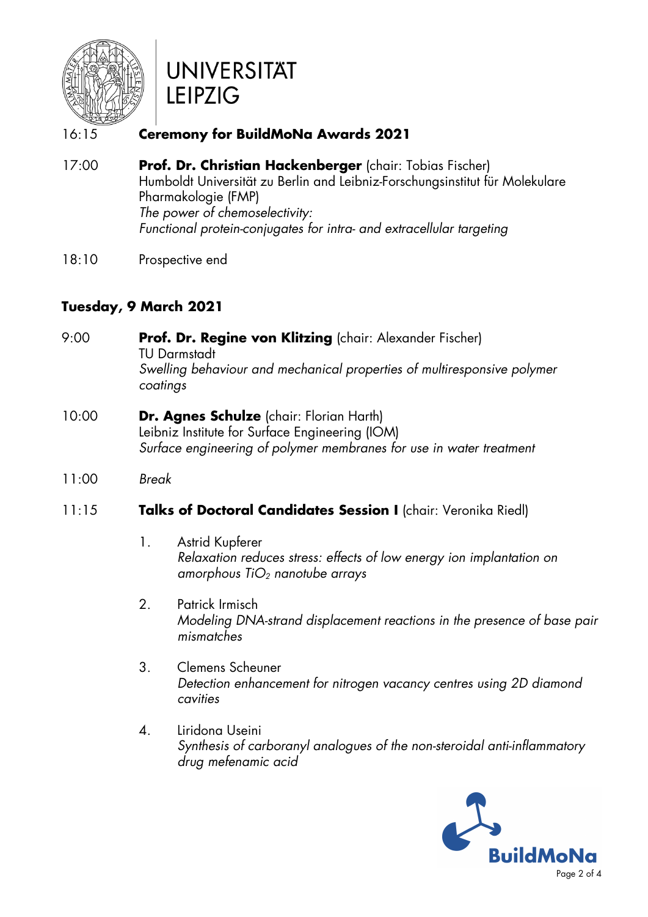16:15 **Ceremony for BuildMoNa Awards 2021**

17:00 **Prof. Dr. Christian Hackenberger** (chair: Tobias Fischer)
Humboldt Universität zu Berlin and Leibniz-Forschungsinstitut für Molekulare Pharmakologie (FMP)
*The power of chemoselectivity:*
*Functional protein-conjugates for intra- and extracellular targeting*

18:10 Prospective end

## Tuesday, 9 March 2021

9:00 **Prof. Dr. Regine von Klitzing** (chair: Alexander Fischer)
TU Darmstadt
*Swelling behaviour and mechanical properties of multiresponsive polymer coatings*

10:00 **Dr. Agnes Schulze** (chair: Florian Harth)
Leibniz Institute for Surface Engineering (IOM)
*Surface engineering of polymer membranes for use in water treatment*

11:00 *Break*

11:15 **Talks of Doctoral Candidates Session I** (chair: Veronika Riedl)

1. Astrid Kupferer
   *Relaxation reduces stress: effects of low energy ion implantation on amorphous $TiO_2$ nanotube arrays*

2. Patrick Irmisch
   *Modeling DNA-strand displacement reactions in the presence of base pair mismatches*

3. Clemens Scheuner
   *Detection enhancement for nitrogen vacancy centres using 2D diamond cavities*

4. Liridona Useini
   *Synthesis of carboranyl analogues of the non-steroidal anti-inflammatory drug mefenamic acid*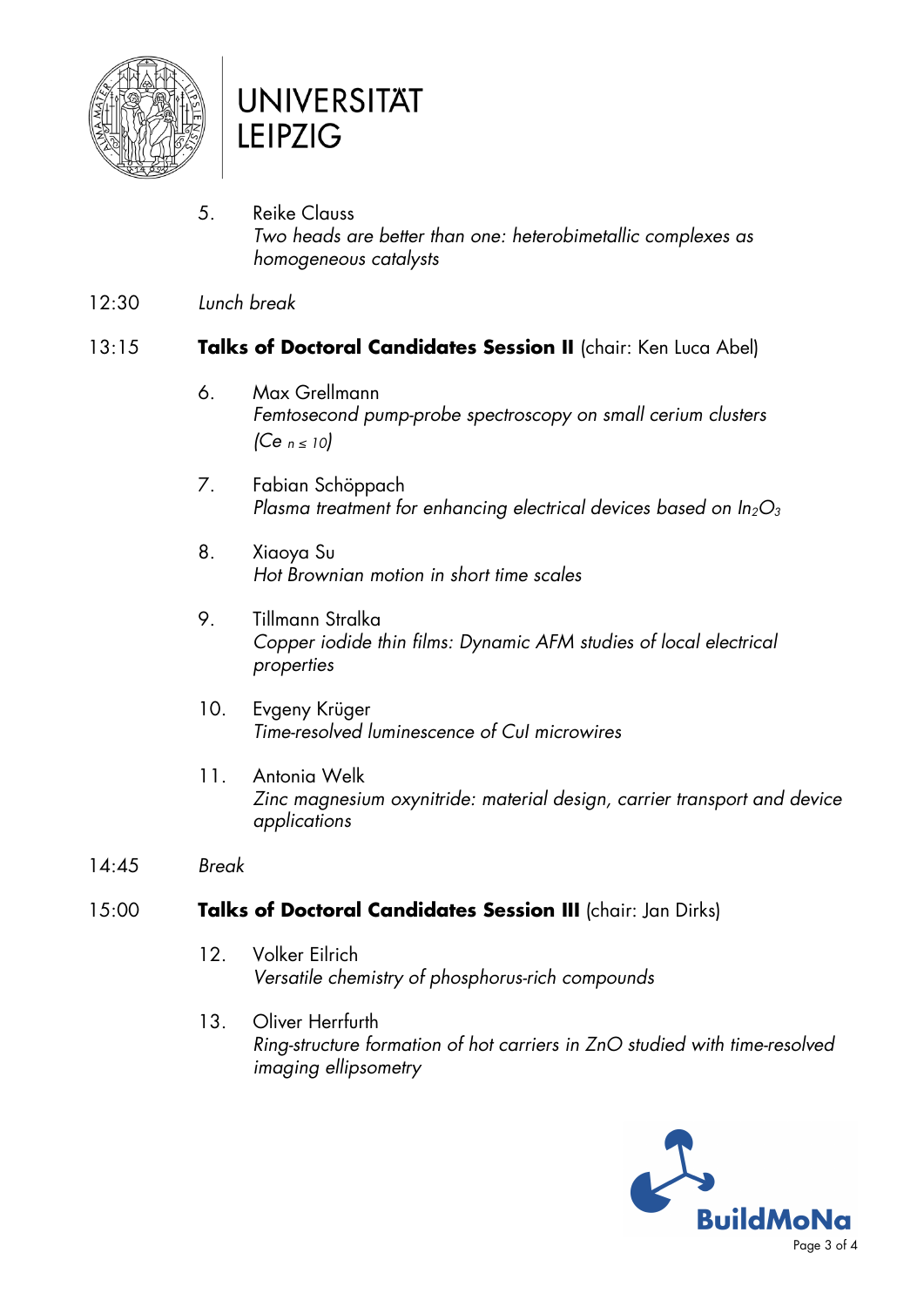5. Reike Clauss
   *Two heads are better than one: heterobimetallic complexes as homogeneous catalysts*

12:30 *Lunch break*

13:15 **Talks of Doctoral Candidates Session II** (chair: Ken Luca Abel)

6. Max Grellmann
   *Femtosecond pump-probe spectroscopy on small cerium clusters ($Ce_{n \leq 10}$)*

7. Fabian Schöppach
   *Plasma treatment for enhancing electrical devices based on $In_2O_3$*

8. Xiaoya Su
   *Hot Brownian motion in short time scales*

9. Tillmann Stralka
   *Copper iodide thin films: Dynamic AFM studies of local electrical properties*

10. Evgeny Krüger
    *Time-resolved luminescence of CuI microwires*

11. Antonia Welk
    *Zinc magnesium oxynitride: material design, carrier transport and device applications*

14:45 *Break*

15:00 **Talks of Doctoral Candidates Session III** (chair: Jan Dirks)

12. Volker Eilrich
    *Versatile chemistry of phosphorus-rich compounds*

13. Oliver Herrfurth
    *Ring-structure formation of hot carriers in ZnO studied with time-resolved imaging ellipsometry*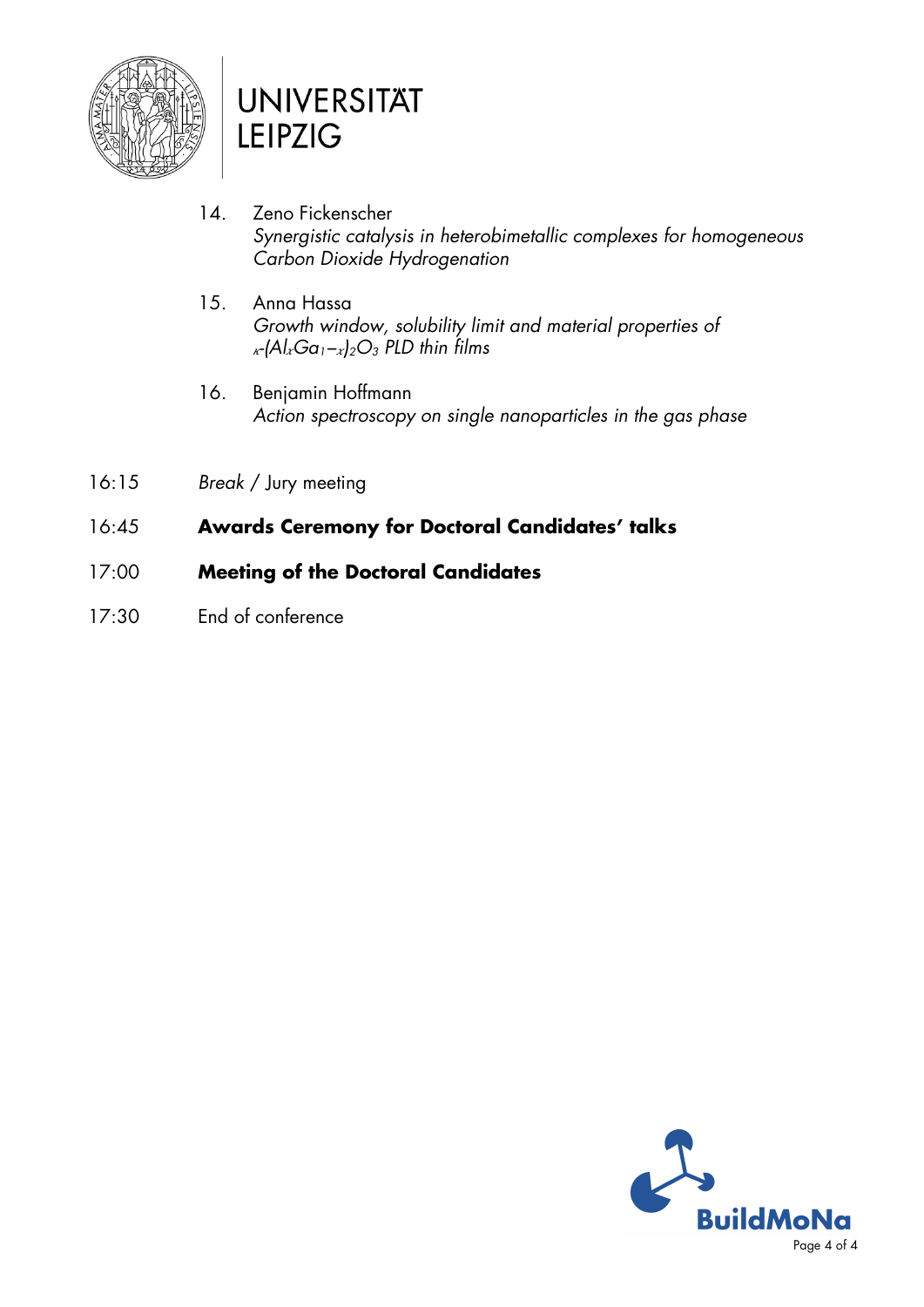14. Zeno Fickenscher
 *Synergistic catalysis in heterobimetallic complexes for homogeneous Carbon Dioxide Hydrogenation*

15. Anna Hassa
 *Growth window, solubility limit and material properties of* $\kappa$*-*$(Al_xGa_{1-x})_2O_3$ *PLD thin films*

16. Benjamin Hoffmann
 *Action spectroscopy on single nanoparticles in the gas phase*

16:15 *Break* / Jury meeting

16:45 **Awards Ceremony for Doctoral Candidates' talks**

17:00 **Meeting of the Doctoral Candidates**

17:30 End of conference